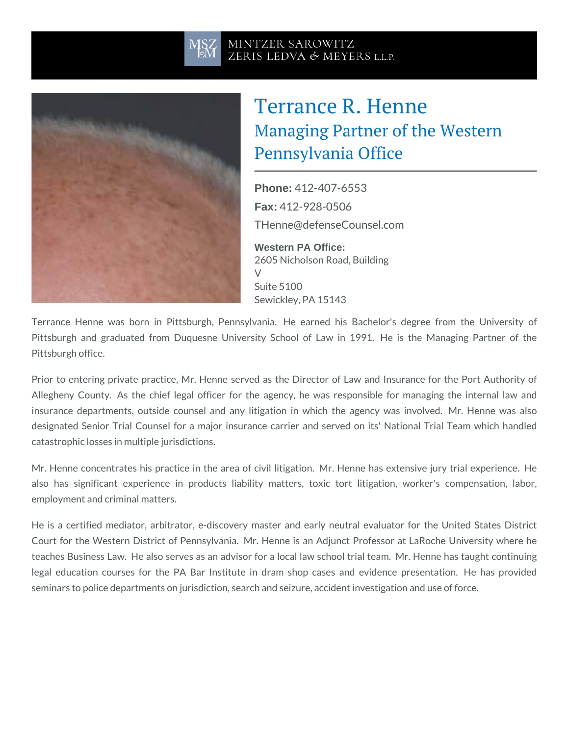MINTZER SAROWITZ
ZERIS LEDVA & MEYERS L.L.P.

# Terrance R. Henne

## Managing Partner of the Western Pennsylvania Office

**Phone:** 412-407-6553

**Fax:** 412-928-0506

THenne@defenseCounsel.com

**Western PA Office:**
2605 Nicholson Road, Building V
Suite 5100
Sewickley, PA 15143

Terrance Henne was born in Pittsburgh, Pennsylvania. He earned his Bachelor's degree from the University of Pittsburgh and graduated from Duquesne University School of Law in 1991. He is the Managing Partner of the Pittsburgh office.

Prior to entering private practice, Mr. Henne served as the Director of Law and Insurance for the Port Authority of Allegheny County. As the chief legal officer for the agency, he was responsible for managing the internal law and insurance departments, outside counsel and any litigation in which the agency was involved. Mr. Henne was also designated Senior Trial Counsel for a major insurance carrier and served on its' National Trial Team which handled catastrophic losses in multiple jurisdictions.

Mr. Henne concentrates his practice in the area of civil litigation. Mr. Henne has extensive jury trial experience. He also has significant experience in products liability matters, toxic tort litigation, worker's compensation, labor, employment and criminal matters.

He is a certified mediator, arbitrator, e-discovery master and early neutral evaluator for the United States District Court for the Western District of Pennsylvania. Mr. Henne is an Adjunct Professor at LaRoche University where he teaches Business Law. He also serves as an advisor for a local law school trial team. Mr. Henne has taught continuing legal education courses for the PA Bar Institute in dram shop cases and evidence presentation. He has provided seminars to police departments on jurisdiction, search and seizure, accident investigation and use of force.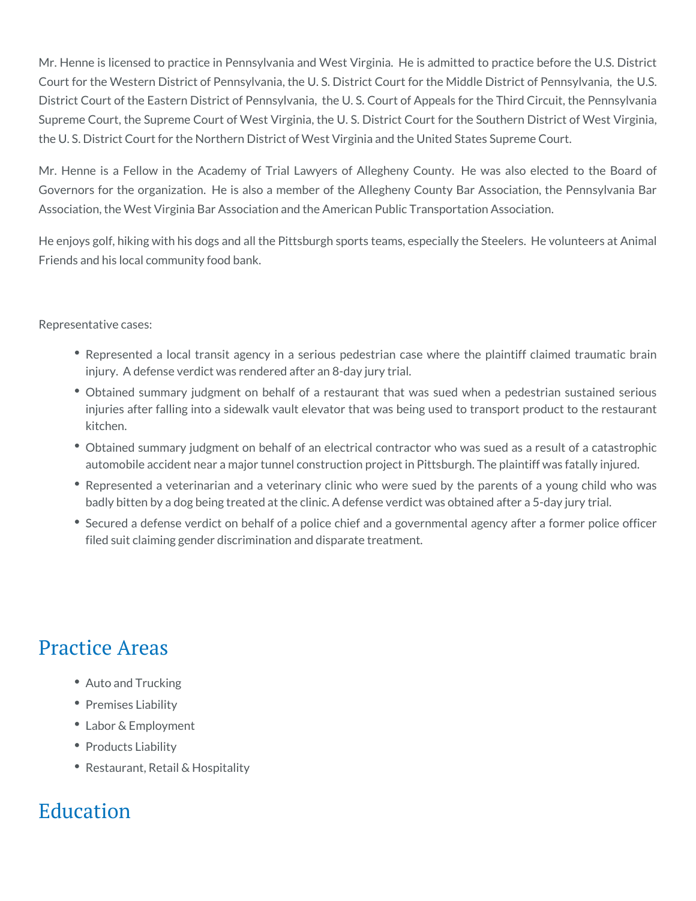Mr. Henne is licensed to practice in Pennsylvania and West Virginia. He is admitted to practice before the U.S. District Court for the Western District of Pennsylvania, the U. S. District Court for the Middle District of Pennsylvania, the U.S. District Court of the Eastern District of Pennsylvania, the U. S. Court of Appeals for the Third Circuit, the Pennsylvania Supreme Court, the Supreme Court of West Virginia, the U. S. District Court for the Southern District of West Virginia, the U. S. District Court for the Northern District of West Virginia and the United States Supreme Court.

Mr. Henne is a Fellow in the Academy of Trial Lawyers of Allegheny County. He was also elected to the Board of Governors for the organization. He is also a member of the Allegheny County Bar Association, the Pennsylvania Bar Association, the West Virginia Bar Association and the American Public Transportation Association.

He enjoys golf, hiking with his dogs and all the Pittsburgh sports teams, especially the Steelers. He volunteers at Animal Friends and his local community food bank.

Representative cases:

- Represented a local transit agency in a serious pedestrian case where the plaintiff claimed traumatic brain injury. A defense verdict was rendered after an 8-day jury trial.
- Obtained summary judgment on behalf of a restaurant that was sued when a pedestrian sustained serious injuries after falling into a sidewalk vault elevator that was being used to transport product to the restaurant kitchen.
- Obtained summary judgment on behalf of an electrical contractor who was sued as a result of a catastrophic automobile accident near a major tunnel construction project in Pittsburgh. The plaintiff was fatally injured.
- Represented a veterinarian and a veterinary clinic who were sued by the parents of a young child who was badly bitten by a dog being treated at the clinic. A defense verdict was obtained after a 5-day jury trial.
- Secured a defense verdict on behalf of a police chief and a governmental agency after a former police officer filed suit claiming gender discrimination and disparate treatment.

## Practice Areas

- Auto and Trucking
- Premises Liability
- Labor & Employment
- Products Liability
- Restaurant, Retail & Hospitality

## Education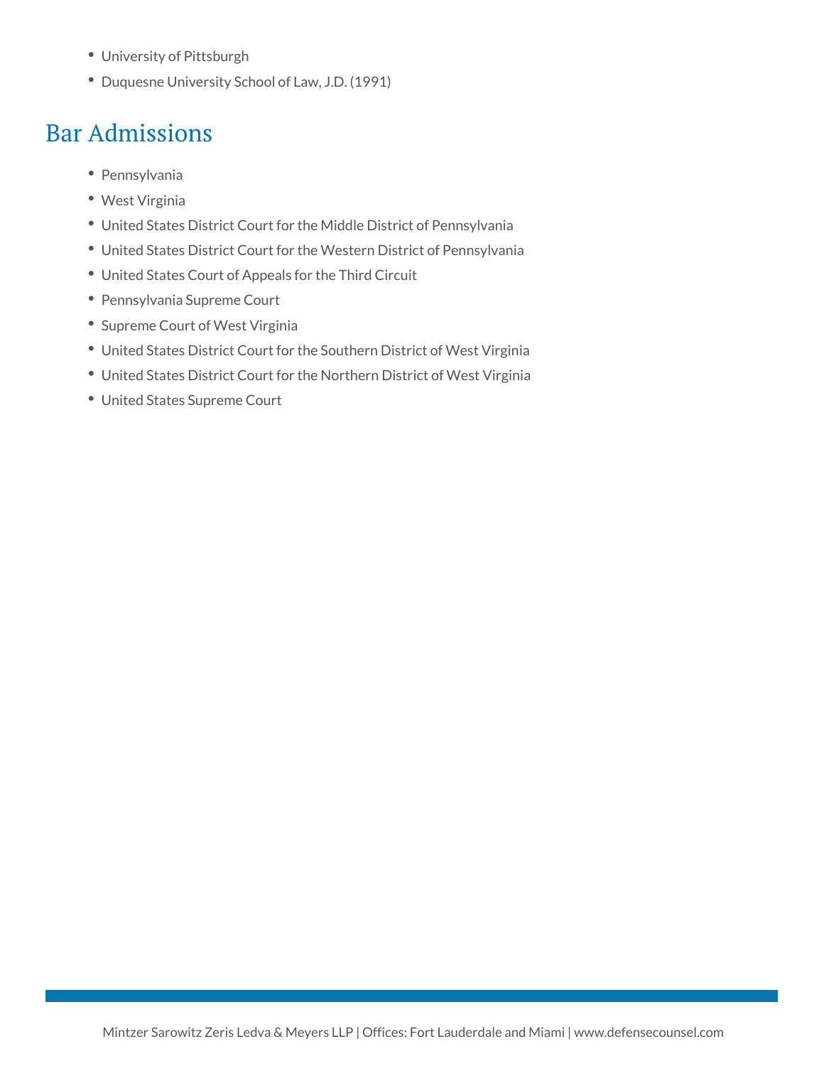- University of Pittsburgh
- Duquesne University School of Law, J.D. (1991)

## Bar Admissions

- Pennsylvania
- West Virginia
- United States District Court for the Middle District of Pennsylvania
- United States District Court for the Western District of Pennsylvania
- United States Court of Appeals for the Third Circuit
- Pennsylvania Supreme Court
- Supreme Court of West Virginia
- United States District Court for the Southern District of West Virginia
- United States District Court for the Northern District of West Virginia
- United States Supreme Court